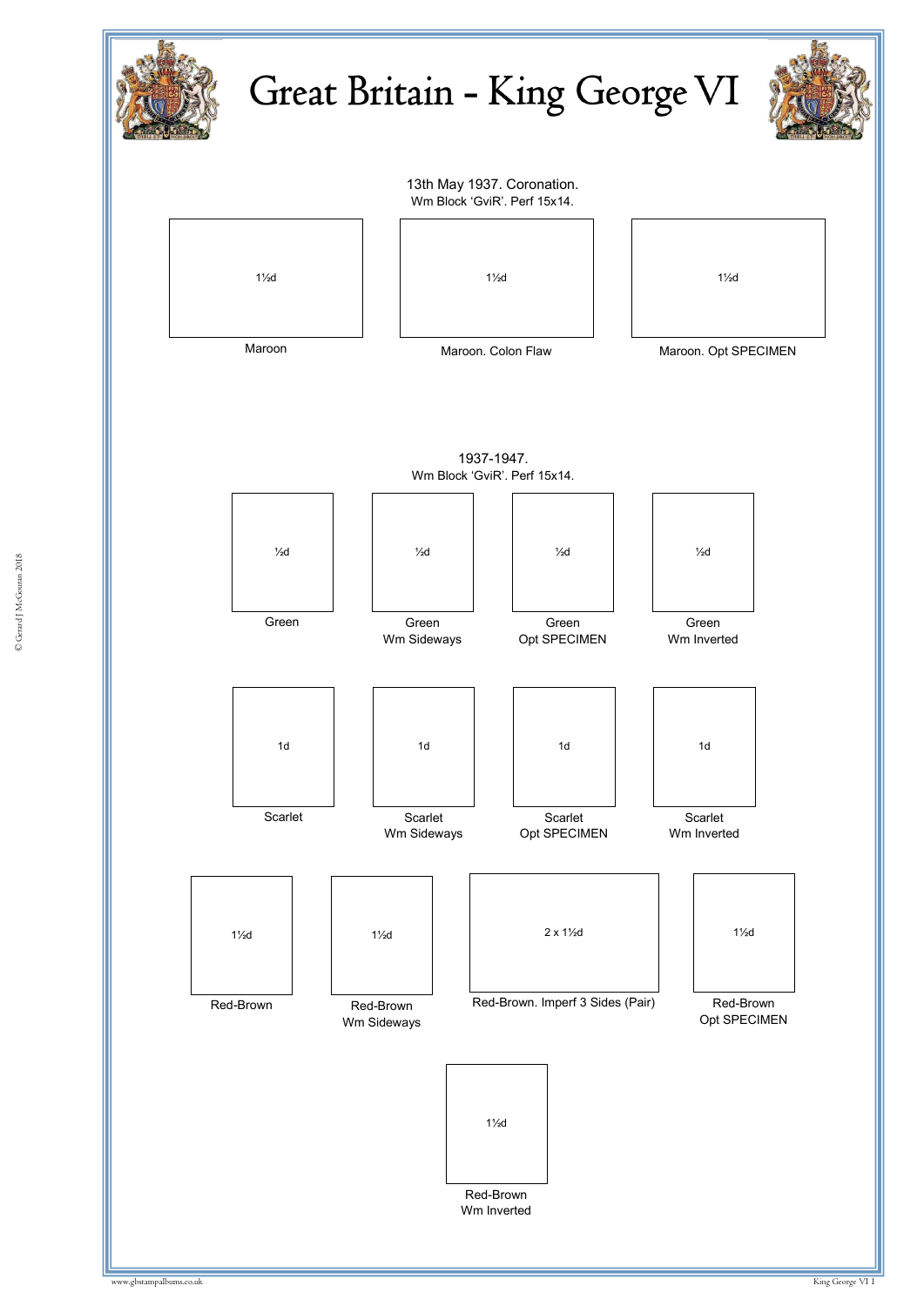# Great Britain - King George VI

13th May 1937. Coronation.
Wm Block 'GviR'. Perf 15x14.

1½d
Maroon

1½d
Maroon. Colon Flaw

1½d
Maroon. Opt SPECIMEN

1937-1947.
Wm Block 'GviR'. Perf 15x14.

½d
Green

½d
Green
Wm Sideways

½d
Green
Opt SPECIMEN

½d
Green
Wm Inverted

1d
Scarlet

1d
Scarlet
Wm Sideways

1d
Scarlet
Opt SPECIMEN

1d
Scarlet
Wm Inverted

1½d
Red-Brown

1½d
Red-Brown
Wm Sideways

2 x 1½d
Red-Brown. Imperf 3 Sides (Pair)

1½d
Red-Brown
Opt SPECIMEN

1½d
Red-Brown
Wm Inverted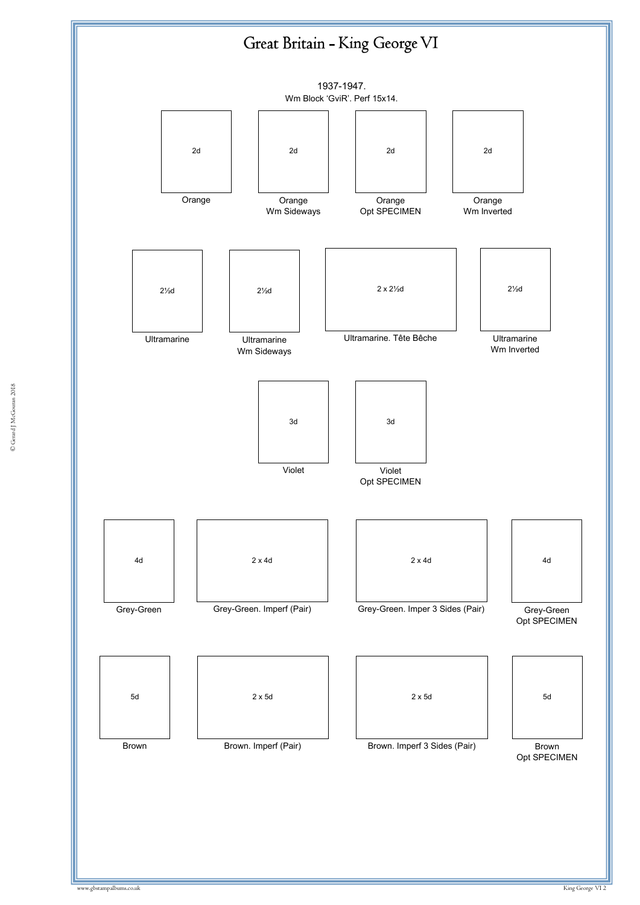# Great Britain - King George VI

1937-1947.
Wm Block 'GviR'. Perf 15x14.

| 2d | 2d | 2d | 2d |
|---|---|---|---|
| Orange | Orange Wm Sideways | Orange Opt SPECIMEN | Orange Wm Inverted |

| 2½d | 2½d | 2 x 2½d | 2½d |
|---|---|---|---|
| Ultramarine | Ultramarine Wm Sideways | Ultramarine. Tête Bêche | Ultramarine Wm Inverted |

| 3d | 3d |
|---|---|
| Violet | Violet Opt SPECIMEN |

| 4d | 2 x 4d | 2 x 4d | 4d |
|---|---|---|---|
| Grey-Green | Grey-Green. Imperf (Pair) | Grey-Green. Imper 3 Sides (Pair) | Grey-Green Opt SPECIMEN |

| 5d | 2 x 5d | 2 x 5d | 5d |
|---|---|---|---|
| Brown | Brown. Imperf (Pair) | Brown. Imperf 3 Sides (Pair) | Brown Opt SPECIMEN |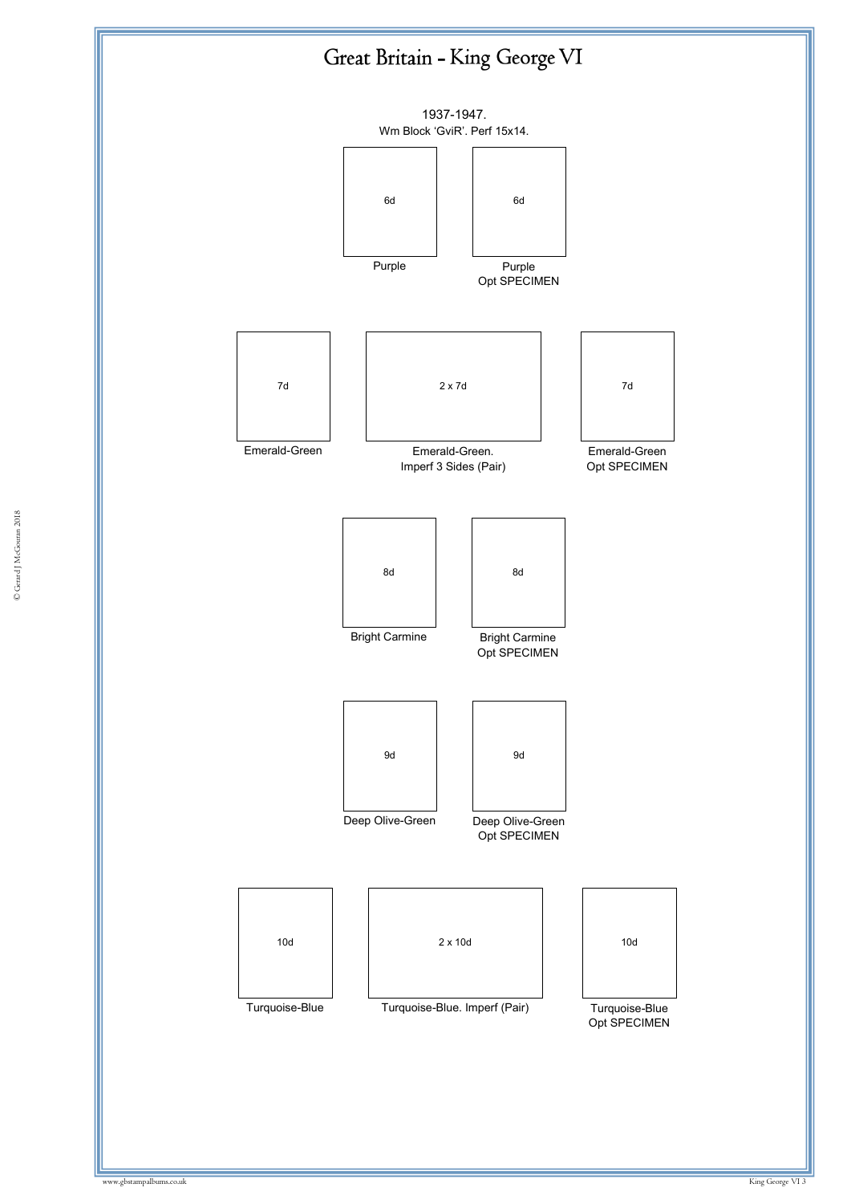# Great Britain - King George VI

1937-1947.
Wm Block 'GviR'. Perf 15x14.

| 6d | 6d |
| --- | --- |
| Purple | Purple Opt SPECIMEN |

| 7d | 2 x 7d | 7d |
| --- | --- | --- |
| Emerald-Green | Emerald-Green. Imperf 3 Sides (Pair) | Emerald-Green Opt SPECIMEN |

| 8d | 8d |
| --- | --- |
| Bright Carmine | Bright Carmine Opt SPECIMEN |

| 9d | 9d |
| --- | --- |
| Deep Olive-Green | Deep Olive-Green Opt SPECIMEN |

| 10d | 2 x 10d | 10d |
| --- | --- | --- |
| Turquoise-Blue | Turquoise-Blue. Imperf (Pair) | Turquoise-Blue Opt SPECIMEN |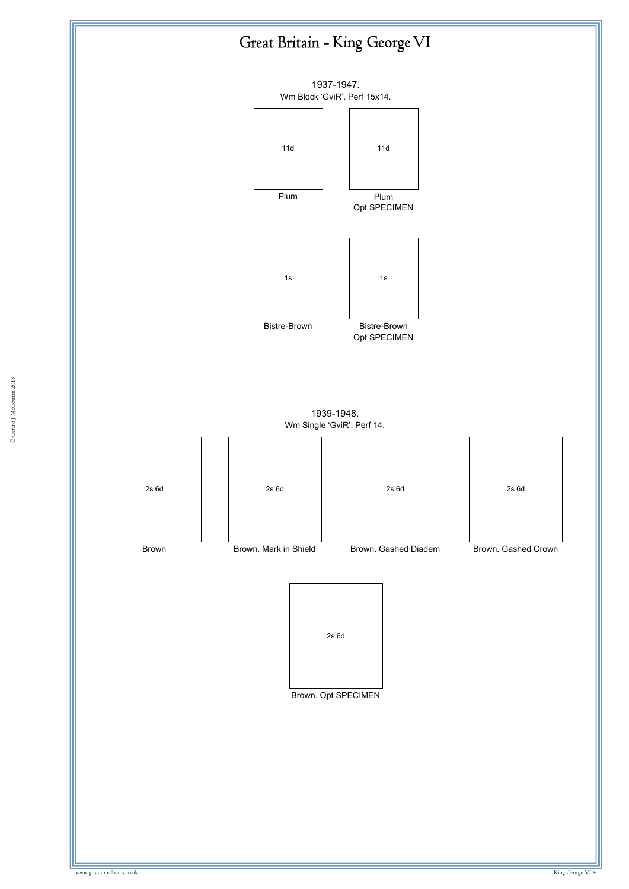# Great Britain - King George VI

1937-1947.
Wm Block 'GviR'. Perf 15x14.

11d
Plum

11d
Plum
Opt SPECIMEN

1s
Bistre-Brown

1s
Bistre-Brown
Opt SPECIMEN

1939-1948.
Wm Single 'GviR'. Perf 14.

2s 6d
Brown

2s 6d
Brown. Mark in Shield

2s 6d
Brown. Gashed Diadem

2s 6d
Brown. Gashed Crown

2s 6d
Brown. Opt SPECIMEN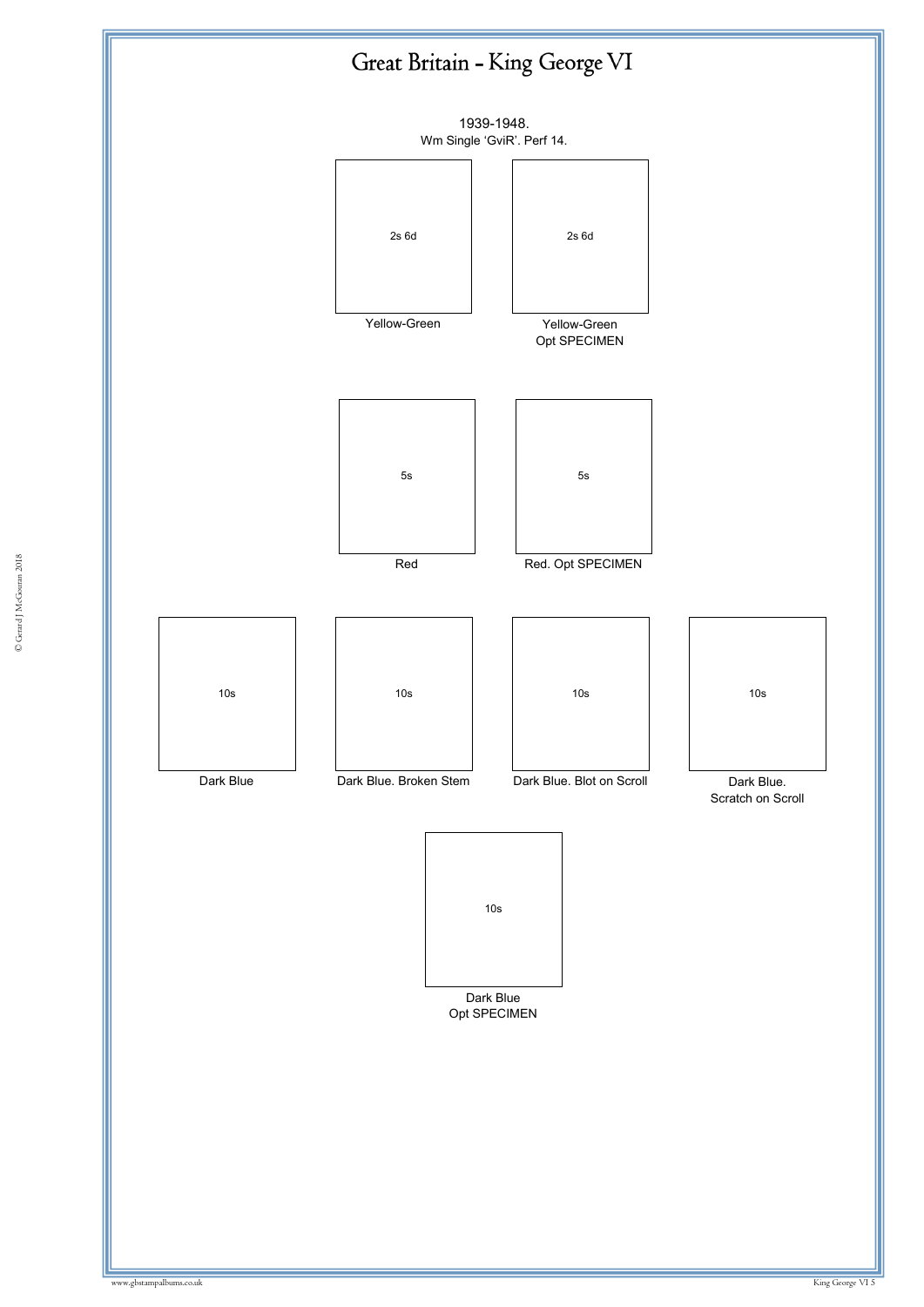# Great Britain - King George VI

1939-1948.
Wm Single 'GviR'. Perf 14.

2s 6d
Yellow-Green

2s 6d
Yellow-Green
Opt SPECIMEN

5s
Red

5s
Red. Opt SPECIMEN

10s
Dark Blue

10s
Dark Blue. Broken Stem

10s
Dark Blue. Blot on Scroll

10s
Dark Blue.
Scratch on Scroll

10s
Dark Blue
Opt SPECIMEN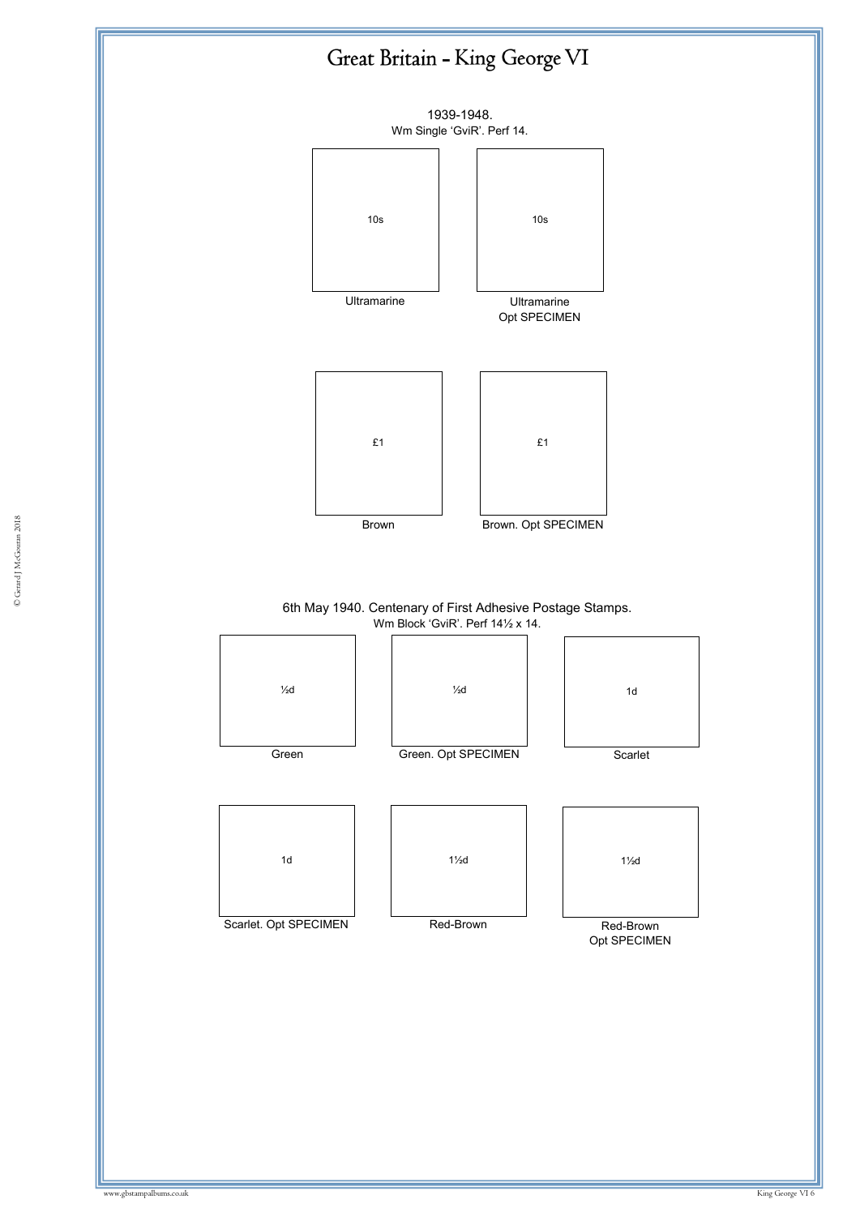# Great Britain - King George VI

1939-1948.
Wm Single 'GviR'. Perf 14.

10s
Ultramarine

10s
Ultramarine
Opt SPECIMEN

£1
Brown

£1
Brown. Opt SPECIMEN

6th May 1940. Centenary of First Adhesive Postage Stamps.
Wm Block 'GviR'. Perf 14½ x 14.

½d
Green

½d
Green. Opt SPECIMEN

1d
Scarlet

1d
Scarlet. Opt SPECIMEN

1½d
Red-Brown

1½d
Red-Brown
Opt SPECIMEN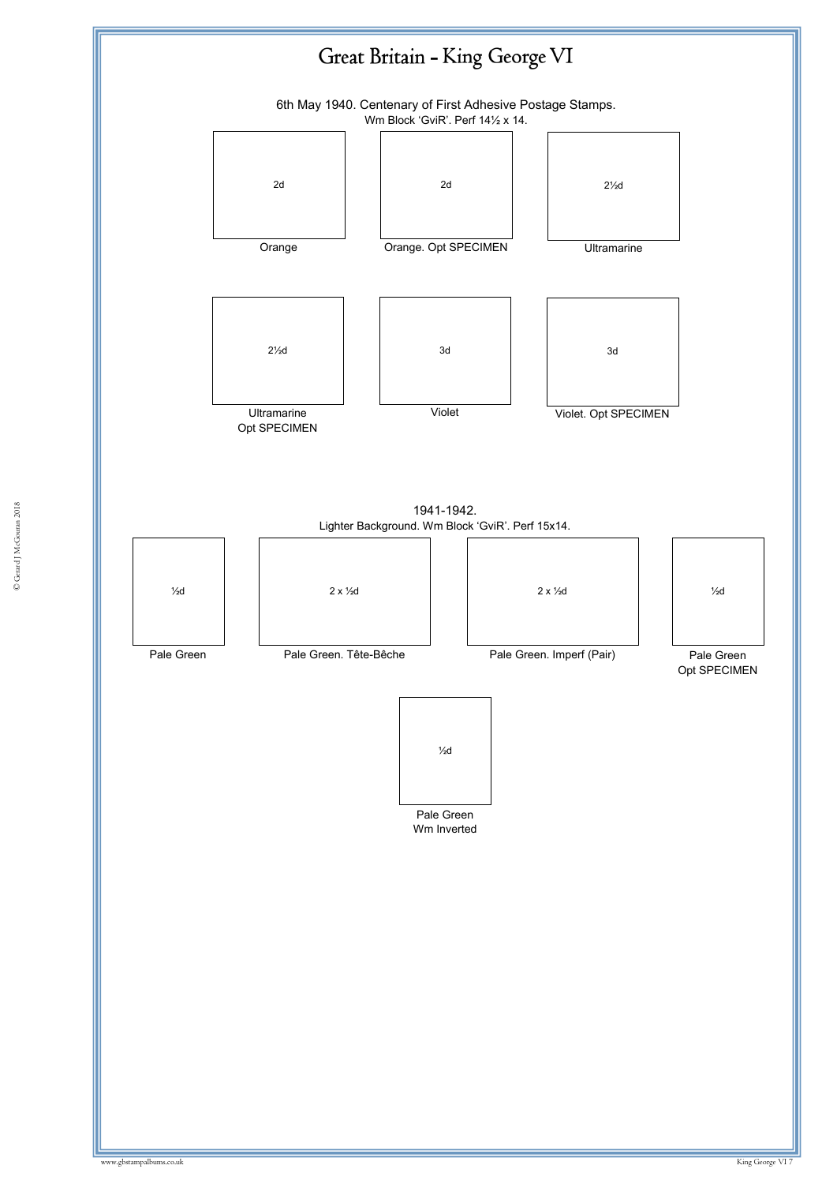# Great Britain - King George VI

## 6th May 1940. Centenary of First Adhesive Postage Stamps.

Wm Block 'GviR'. Perf 14½ x 14.

2d

Orange

2d

Orange. Opt SPECIMEN

2½d

Ultramarine

2½d

Ultramarine
Opt SPECIMEN

3d

Violet

3d

Violet. Opt SPECIMEN

## 1941-1942.

Lighter Background. Wm Block 'GviR'. Perf 15x14.

½d

Pale Green

2 x ½d

Pale Green. Tête-Bêche

2 x ½d

Pale Green. Imperf (Pair)

½d

Pale Green
Opt SPECIMEN

½d

Pale Green
Wm Inverted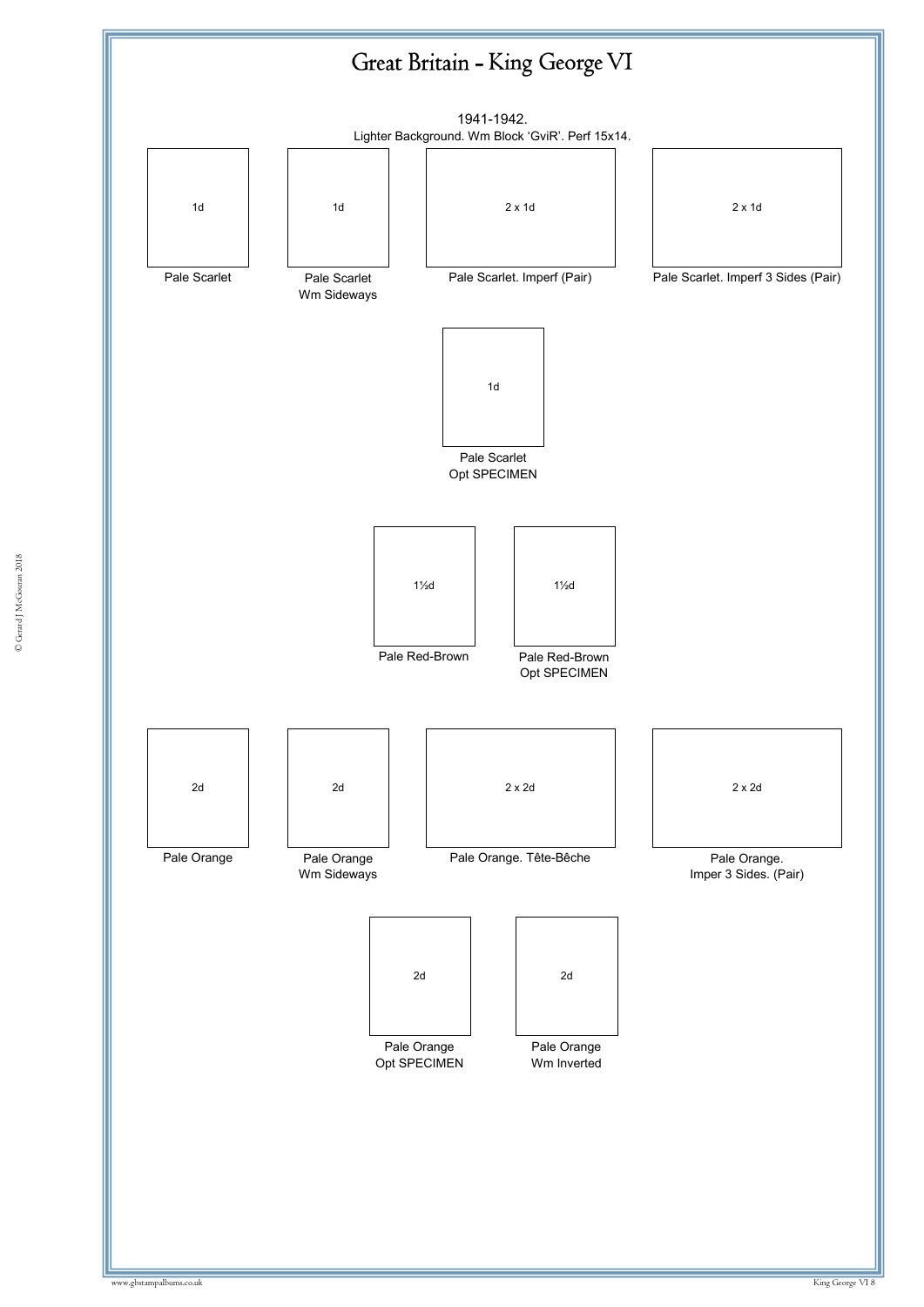# Great Britain - King George VI

1941-1942.
Lighter Background. Wm Block 'GviR'. Perf 15x14.

1d
Pale Scarlet

1d
Pale Scarlet
Wm Sideways

2 x 1d
Pale Scarlet. Imperf (Pair)

2 x 1d
Pale Scarlet. Imperf 3 Sides (Pair)

1d
Pale Scarlet
Opt SPECIMEN

1½d
Pale Red-Brown

1½d
Pale Red-Brown
Opt SPECIMEN

2d
Pale Orange

2d
Pale Orange
Wm Sideways

2 x 2d
Pale Orange. Tête-Bêche

2 x 2d
Pale Orange.
Imper 3 Sides. (Pair)

2d
Pale Orange
Opt SPECIMEN

2d
Pale Orange
Wm Inverted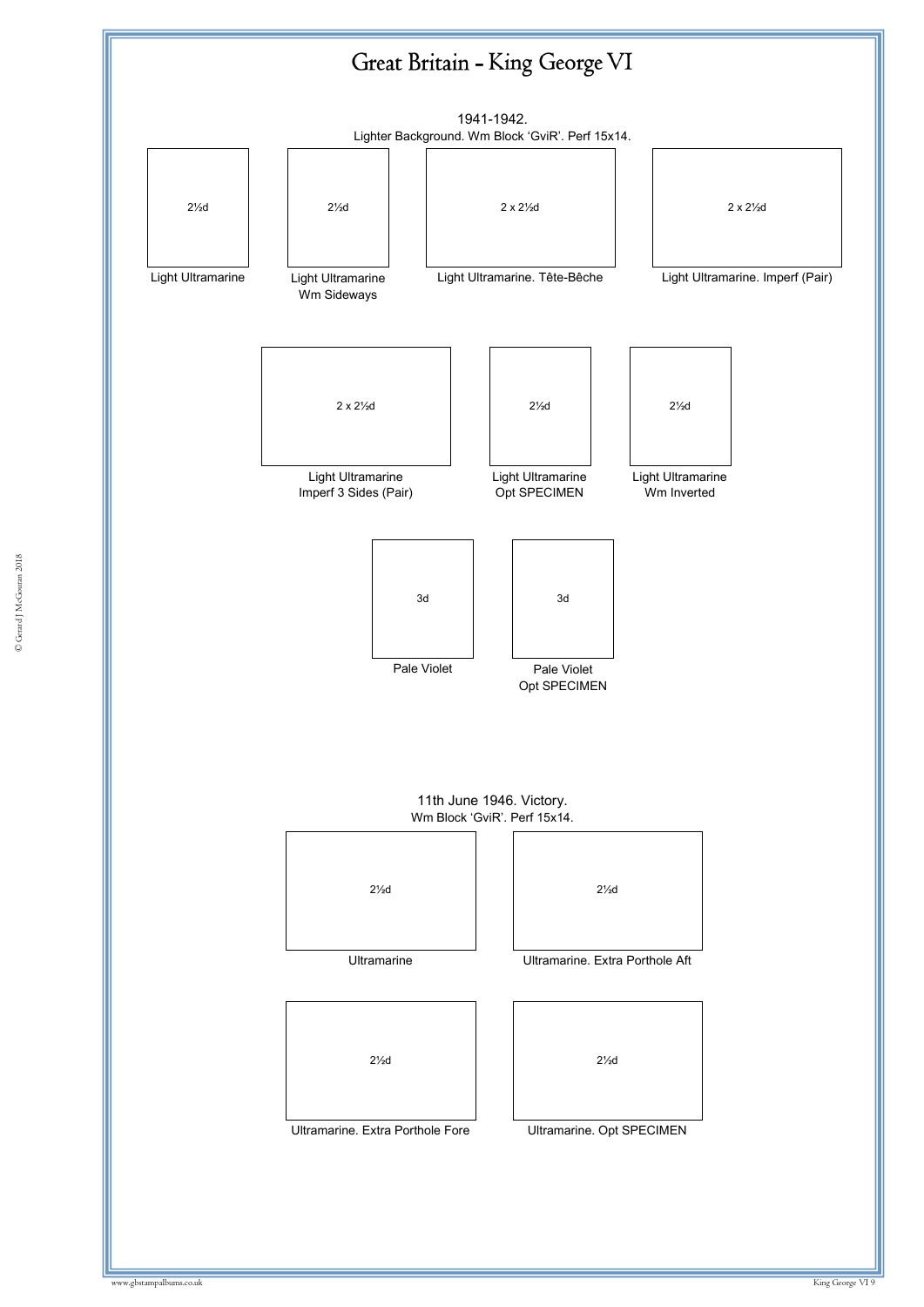# Great Britain - King George VI

1941-1942.
Lighter Background. Wm Block 'GviR'. Perf 15x14.

2½d
Light Ultramarine

2½d
Light Ultramarine
Wm Sideways

2 x 2½d
Light Ultramarine. Tête-Bêche

2 x 2½d
Light Ultramarine. Imperf (Pair)

2 x 2½d
Light Ultramarine
Imperf 3 Sides (Pair)

2½d
Light Ultramarine
Opt SPECIMEN

2½d
Light Ultramarine
Wm Inverted

3d
Pale Violet

3d
Pale Violet
Opt SPECIMEN

11th June 1946. Victory.
Wm Block 'GviR'. Perf 15x14.

2½d
Ultramarine

2½d
Ultramarine. Extra Porthole Aft

2½d
Ultramarine. Extra Porthole Fore

2½d
Ultramarine. Opt SPECIMEN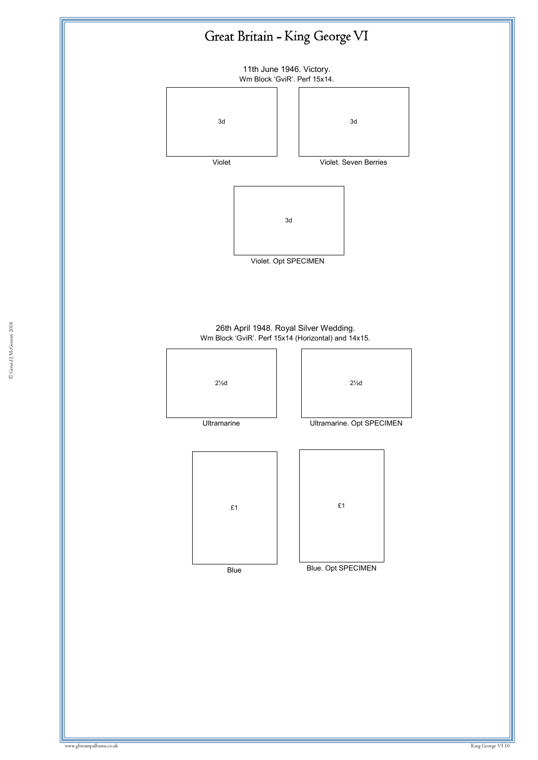# Great Britain - King George VI

11th June 1946. Victory.
Wm Block 'GviR'. Perf 15x14.

3d
Violet

3d
Violet. Seven Berries

3d
Violet. Opt SPECIMEN

26th April 1948. Royal Silver Wedding.
Wm Block 'GviR'. Perf 15x14 (Horizontal) and 14x15.

2½d
Ultramarine

2½d
Ultramarine. Opt SPECIMEN

£1
Blue

£1
Blue. Opt SPECIMEN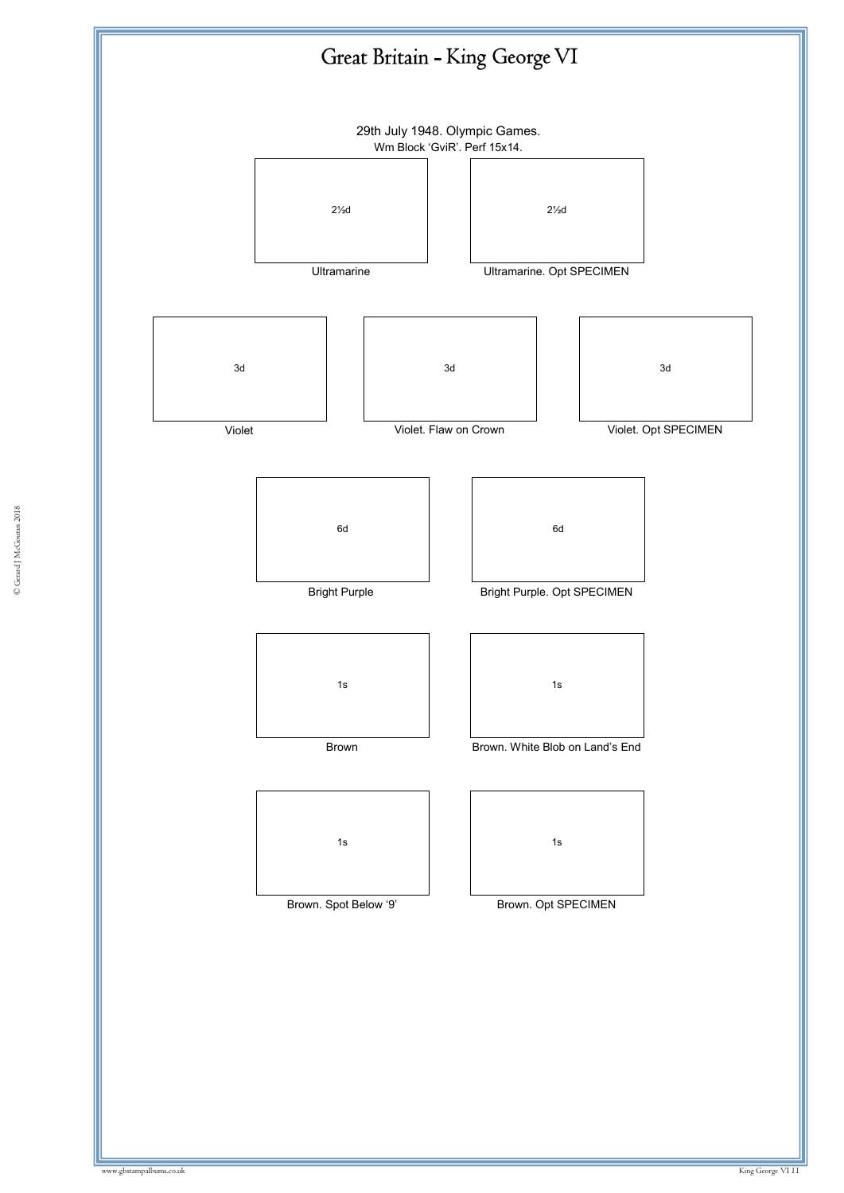# Great Britain - King George VI

29th July 1948. Olympic Games.

Wm Block 'GviR'. Perf 15x14.

2½d

Ultramarine

2½d

Ultramarine. Opt SPECIMEN

3d

Violet

3d

Violet. Flaw on Crown

3d

Violet. Opt SPECIMEN

6d

Bright Purple

6d

Bright Purple. Opt SPECIMEN

1s

Brown

1s

Brown. White Blob on Land's End

1s

Brown. Spot Below '9'

1s

Brown. Opt SPECIMEN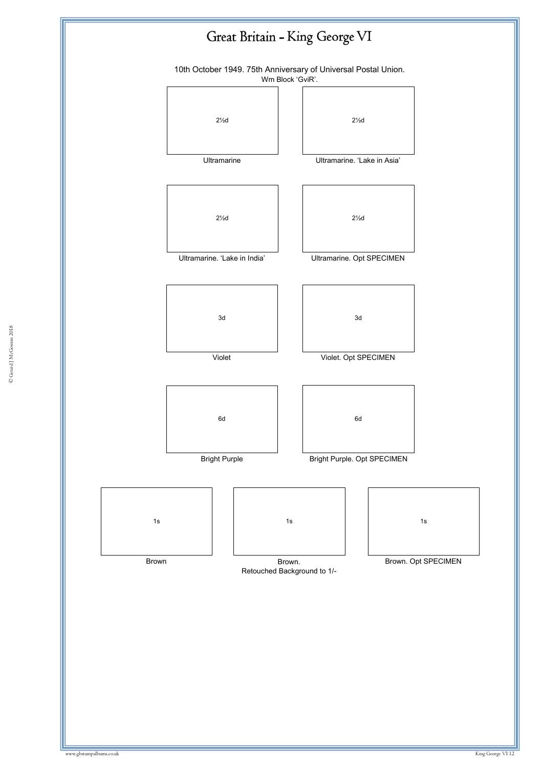# Great Britain - King George VI

10th October 1949. 75th Anniversary of Universal Postal Union.

Wm Block 'GviR'.

2½d

Ultramarine

2½d

Ultramarine. 'Lake in Asia'

2½d

Ultramarine. 'Lake in India'

2½d

Ultramarine. Opt SPECIMEN

3d

Violet

3d

Violet. Opt SPECIMEN

6d

Bright Purple

6d

Bright Purple. Opt SPECIMEN

1s

Brown

1s

Brown.
Retouched Background to 1/-

1s

Brown. Opt SPECIMEN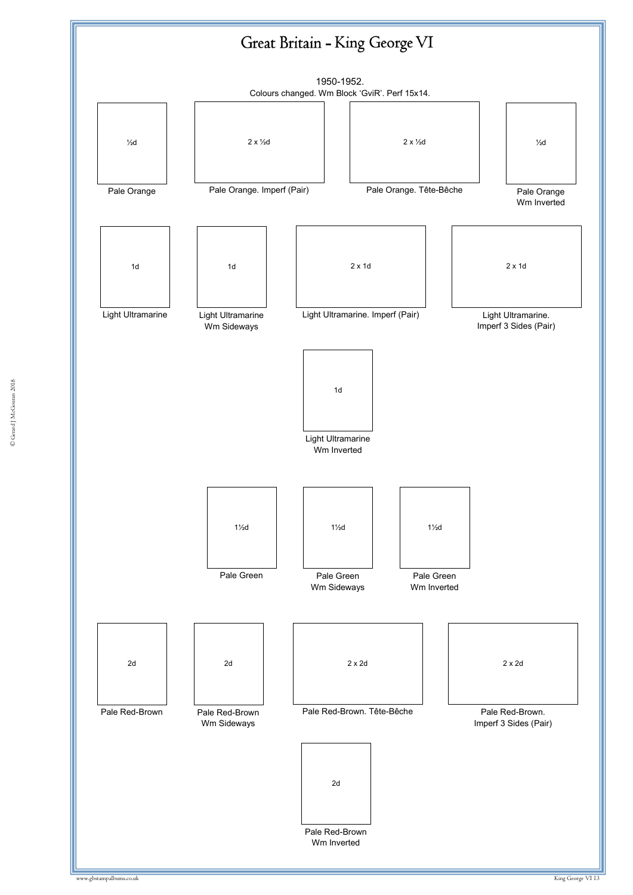# Great Britain - King George VI

1950-1952.
Colours changed. Wm Block 'GviR'. Perf 15x14.

½d
Pale Orange

2 x ½d
Pale Orange. Imperf (Pair)

2 x ½d
Pale Orange. Tête-Bêche

½d
Pale Orange
Wm Inverted

1d
Light Ultramarine

1d
Light Ultramarine
Wm Sideways

2 x 1d
Light Ultramarine. Imperf (Pair)

2 x 1d
Light Ultramarine.
Imperf 3 Sides (Pair)

1d
Light Ultramarine
Wm Inverted

1½d
Pale Green

1½d
Pale Green
Wm Sideways

1½d
Pale Green
Wm Inverted

2d
Pale Red-Brown

2d
Pale Red-Brown
Wm Sideways

2 x 2d
Pale Red-Brown. Tête-Bêche

2 x 2d
Pale Red-Brown.
Imperf 3 Sides (Pair)

2d
Pale Red-Brown
Wm Inverted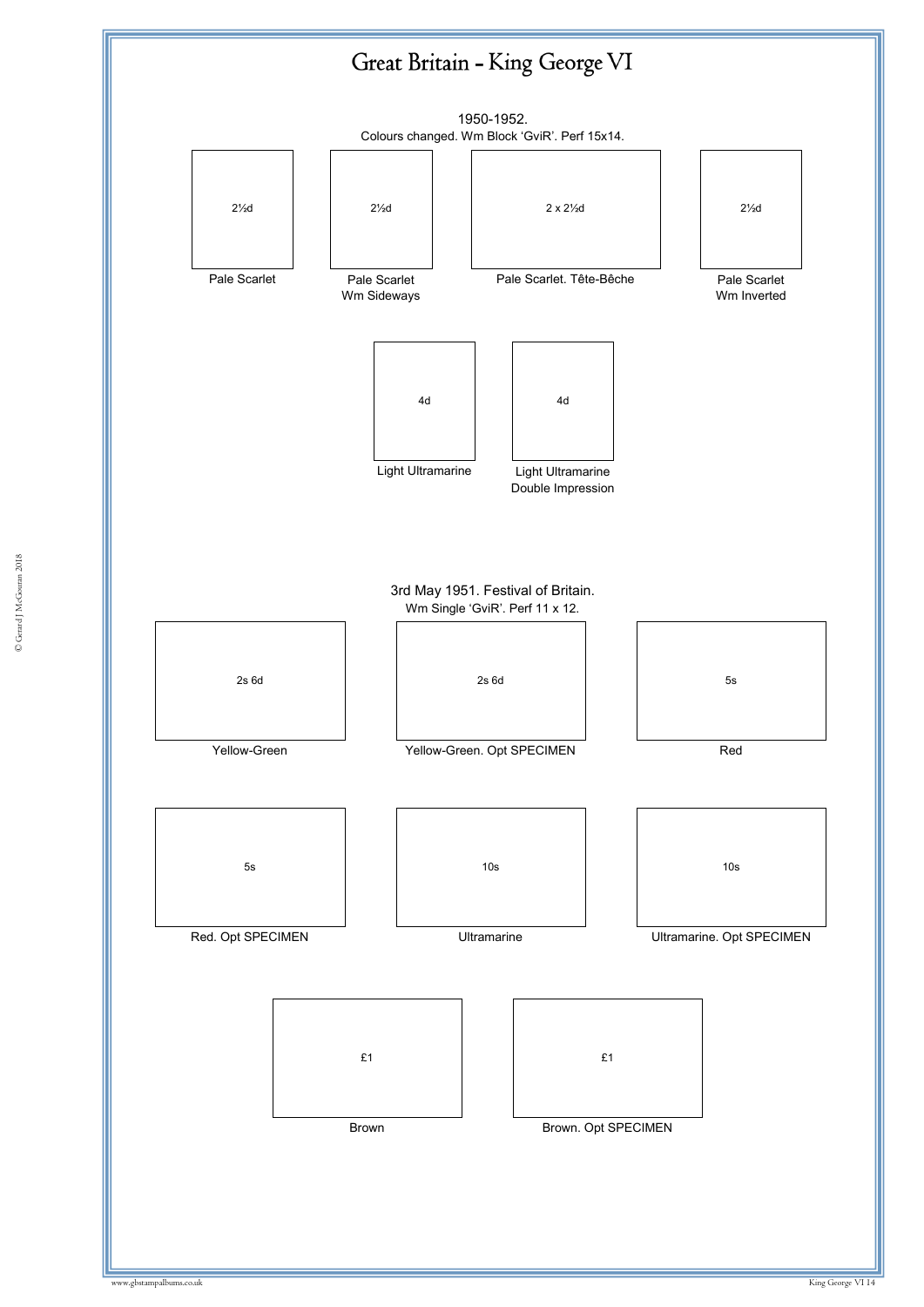# Great Britain - King George VI

1950-1952.
Colours changed. Wm Block 'GviR'. Perf 15x14.

2½d
Pale Scarlet

2½d
Pale Scarlet
Wm Sideways

2 x 2½d
Pale Scarlet. Tête-Bêche

2½d
Pale Scarlet
Wm Inverted

4d
Light Ultramarine

4d
Light Ultramarine
Double Impression

3rd May 1951. Festival of Britain.
Wm Single 'GviR'. Perf 11 x 12.

2s 6d
Yellow-Green

2s 6d
Yellow-Green. Opt SPECIMEN

5s
Red

5s
Red. Opt SPECIMEN

10s
Ultramarine

10s
Ultramarine. Opt SPECIMEN

£1
Brown

£1
Brown. Opt SPECIMEN

© Gerard J McGouran 2018

www.gbstampalbums.co.uk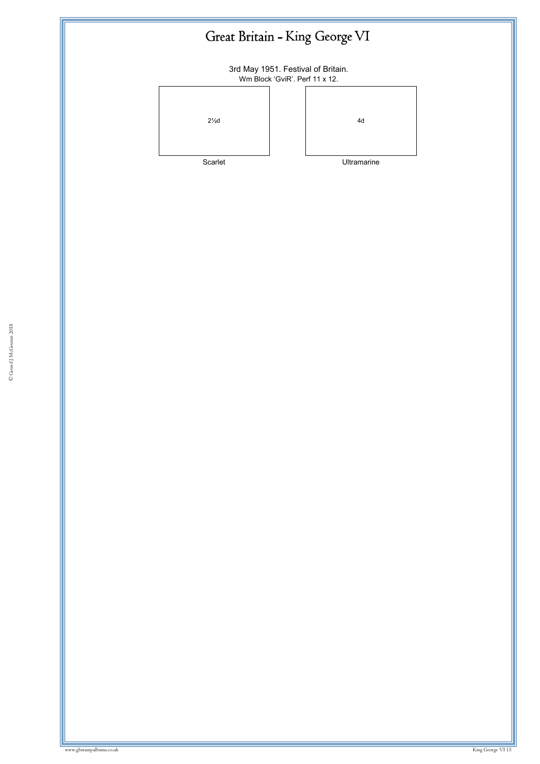# Great Britain - King George VI

3rd May 1951. Festival of Britain.

Wm Block 'GviR'. Perf 11 x 12.

| 2½d | 4d |
| --- | --- |
| Scarlet | Ultramarine |